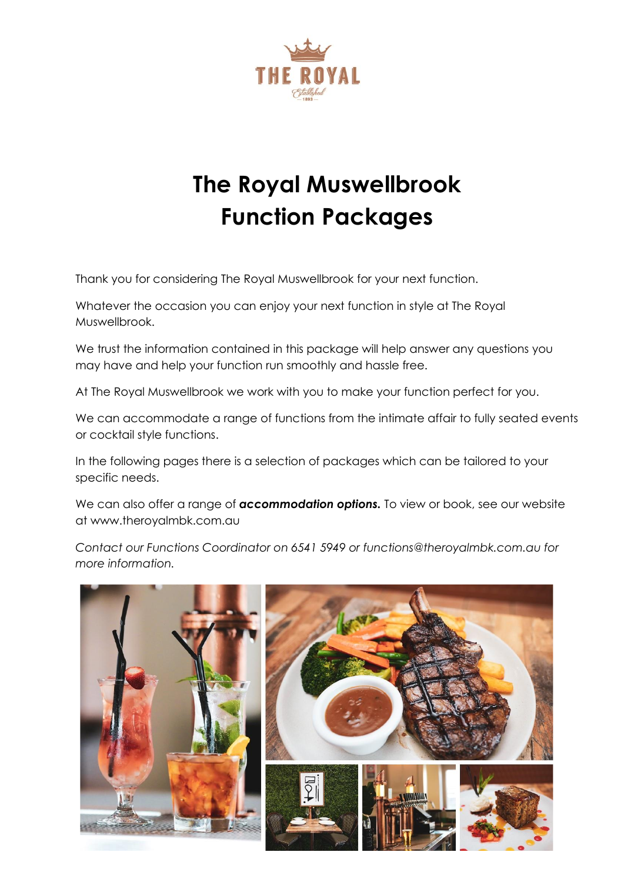THE ROYAL

Established 1893

# The Royal Muswellbrook Function Packages

Thank you for considering The Royal Muswellbrook for your next function.

Whatever the occasion you can enjoy your next function in style at The Royal Muswellbrook.

We trust the information contained in this package will help answer any questions you may have and help your function run smoothly and hassle free.

At The Royal Muswellbrook we work with you to make your function perfect for you.

We can accommodate a range of functions from the intimate affair to fully seated events or cocktail style functions.

In the following pages there is a selection of packages which can be tailored to your specific needs.

We can also offer a range of ***accommodation options.*** To view or book, see our website at www.theroyalmbk.com.au

*Contact our Functions Coordinator on 6541 5949 or functions@theroyalmbk.com.au for more information.*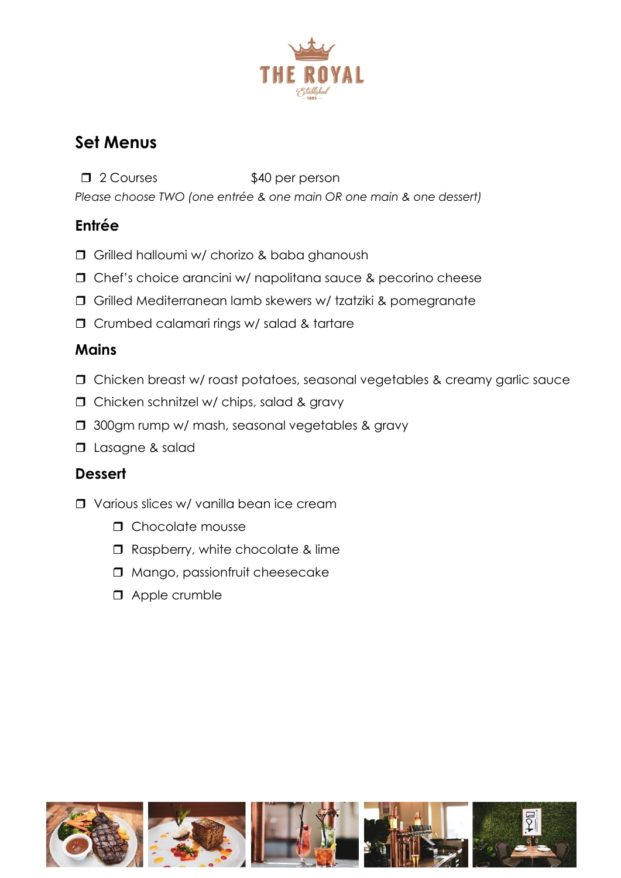THE ROYAL

Established 1893

## Set Menus

- ❒ 2 Courses $40 per person

*Please choose TWO (one entrée & one main OR one main & one dessert)*

### Entrée

- ❒ Grilled halloumi w/ chorizo & baba ghanoush
- ❒ Chef's choice arancini w/ napolitana sauce & pecorino cheese
- ❒ Grilled Mediterranean lamb skewers w/ tzatziki & pomegranate
- ❒ Crumbed calamari rings w/ salad & tartare

### Mains

- ❒ Chicken breast w/ roast potatoes, seasonal vegetables & creamy garlic sauce
- ❒ Chicken schnitzel w/ chips, salad & gravy
- ❒ 300gm rump w/ mash, seasonal vegetables & gravy
- ❒ Lasagne & salad

### Dessert

- ❒ Various slices w/ vanilla bean ice cream
  - ❒ Chocolate mousse
  - ❒ Raspberry, white chocolate & lime
  - ❒ Mango, passionfruit cheesecake
  - ❒ Apple crumble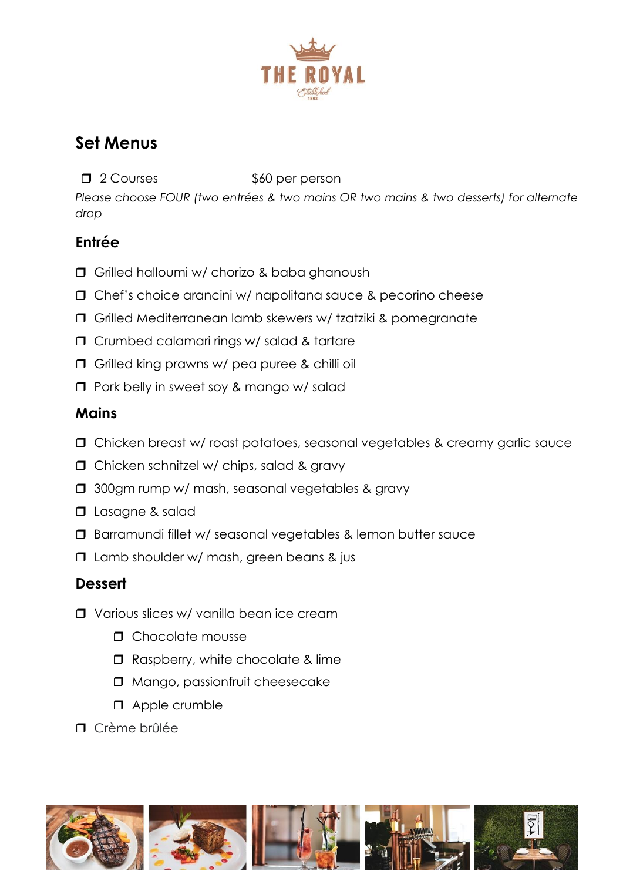# THE ROYAL

## Set Menus

- ❒ 2 Courses $60 per person

*Please choose FOUR (two entrées & two mains OR two mains & two desserts) for alternate drop*

### Entrée

- ❒ Grilled halloumi w/ chorizo & baba ghanoush
- ❒ Chef's choice arancini w/ napolitana sauce & pecorino cheese
- ❒ Grilled Mediterranean lamb skewers w/ tzatziki & pomegranate
- ❒ Crumbed calamari rings w/ salad & tartare
- ❒ Grilled king prawns w/ pea puree & chilli oil
- ❒ Pork belly in sweet soy & mango w/ salad

### Mains

- ❒ Chicken breast w/ roast potatoes, seasonal vegetables & creamy garlic sauce
- ❒ Chicken schnitzel w/ chips, salad & gravy
- ❒ 300gm rump w/ mash, seasonal vegetables & gravy
- ❒ Lasagne & salad
- ❒ Barramundi fillet w/ seasonal vegetables & lemon butter sauce
- ❒ Lamb shoulder w/ mash, green beans & jus

### Dessert

- ❒ Various slices w/ vanilla bean ice cream
  - ❒ Chocolate mousse
  - ❒ Raspberry, white chocolate & lime
  - ❒ Mango, passionfruit cheesecake
  - ❒ Apple crumble
- ❒ Crème brûlée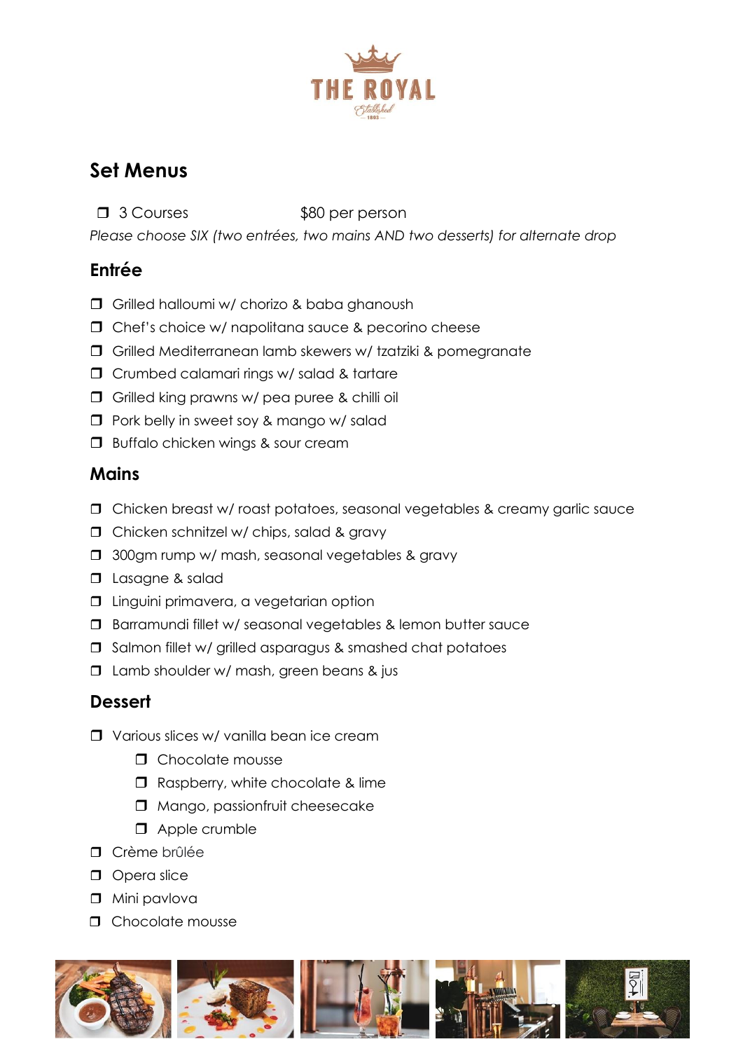THE ROYAL

Established 1893

## Set Menus

❒ 3 Courses $80 per person

*Please choose SIX (two entrées, two mains AND two desserts) for alternate drop*

### Entrée

- ❒ Grilled halloumi w/ chorizo & baba ghanoush
- ❒ Chef's choice w/ napolitana sauce & pecorino cheese
- ❒ Grilled Mediterranean lamb skewers w/ tzatziki & pomegranate
- ❒ Crumbed calamari rings w/ salad & tartare
- ❒ Grilled king prawns w/ pea puree & chilli oil
- ❒ Pork belly in sweet soy & mango w/ salad
- ❒ Buffalo chicken wings & sour cream

### Mains

- ❒ Chicken breast w/ roast potatoes, seasonal vegetables & creamy garlic sauce
- ❒ Chicken schnitzel w/ chips, salad & gravy
- ❒ 300gm rump w/ mash, seasonal vegetables & gravy
- ❒ Lasagne & salad
- ❒ Linguini primavera, a vegetarian option
- ❒ Barramundi fillet w/ seasonal vegetables & lemon butter sauce
- ❒ Salmon fillet w/ grilled asparagus & smashed chat potatoes
- ❒ Lamb shoulder w/ mash, green beans & jus

### Dessert

- ❒ Various slices w/ vanilla bean ice cream
  - ❒ Chocolate mousse
  - ❒ Raspberry, white chocolate & lime
  - ❒ Mango, passionfruit cheesecake
  - ❒ Apple crumble
- ❒ Crème brûlée
- ❒ Opera slice
- ❒ Mini pavlova
- ❒ Chocolate mousse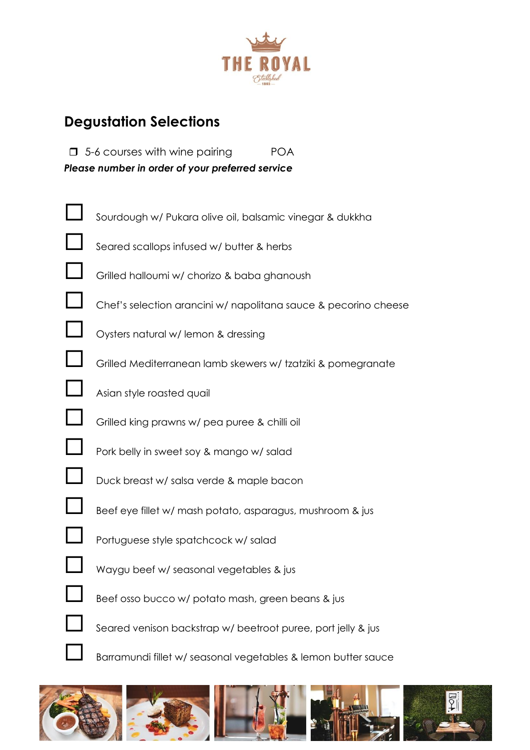# THE ROYAL

## Degustation Selections

❒ 5-6 courses with wine pairing POA

***Please number in order of your preferred service***

- ☐ Sourdough w/ Pukara olive oil, balsamic vinegar & dukkha
- ☐ Seared scallops infused w/ butter & herbs
- ☐ Grilled halloumi w/ chorizo & baba ghanoush
- ☐ Chef's selection arancini w/ napolitana sauce & pecorino cheese
- ☐ Oysters natural w/ lemon & dressing
- ☐ Grilled Mediterranean lamb skewers w/ tzatziki & pomegranate
- ☐ Asian style roasted quail
- ☐ Grilled king prawns w/ pea puree & chilli oil
- ☐ Pork belly in sweet soy & mango w/ salad
- ☐ Duck breast w/ salsa verde & maple bacon
- ☐ Beef eye fillet w/ mash potato, asparagus, mushroom & jus
- ☐ Portuguese style spatchcock w/ salad
- ☐ Waygu beef w/ seasonal vegetables & jus
- ☐ Beef osso bucco w/ potato mash, green beans & jus
- ☐ Seared venison backstrap w/ beetroot puree, port jelly & jus
- ☐ Barramundi fillet w/ seasonal vegetables & lemon butter sauce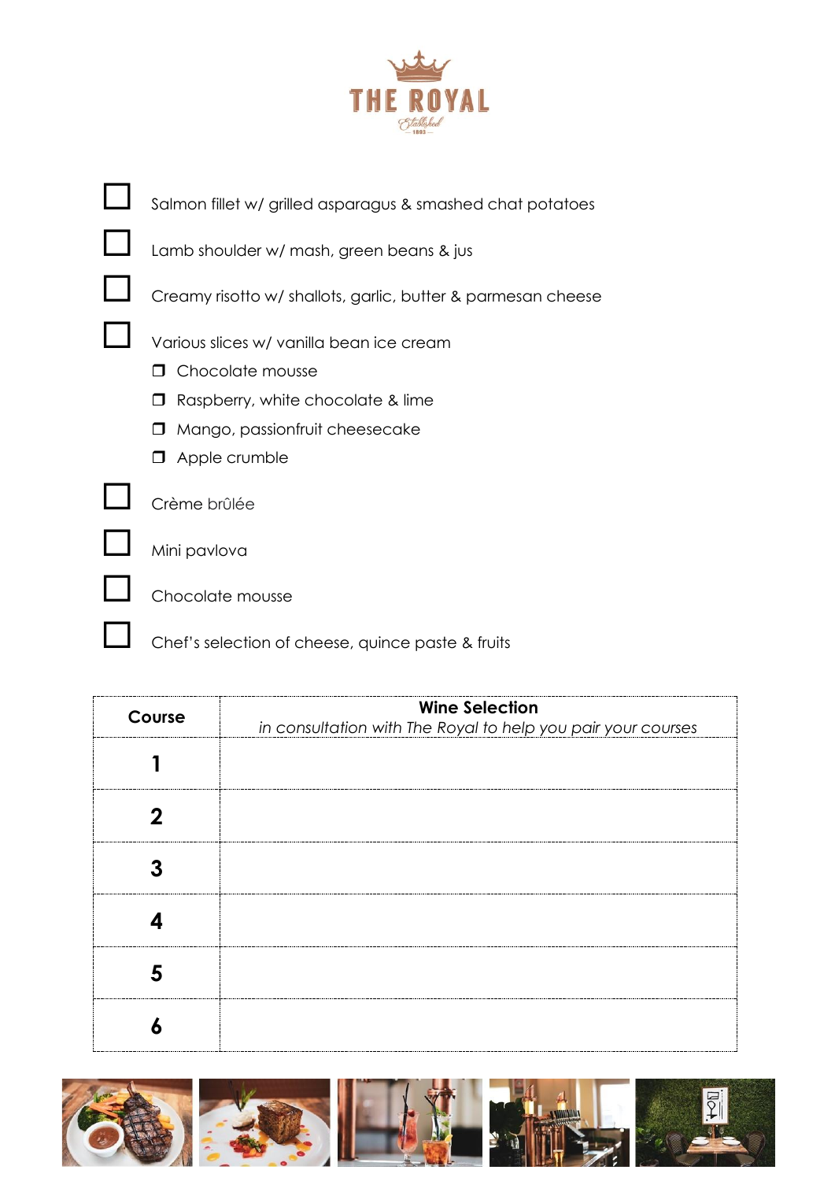THE ROYAL

- ☐ Salmon fillet w/ grilled asparagus & smashed chat potatoes
- ☐ Lamb shoulder w/ mash, green beans & jus
- ☐ Creamy risotto w/ shallots, garlic, butter & parmesan cheese
- ☐ Various slices w/ vanilla bean ice cream
  - ❐ Chocolate mousse
  - ❐ Raspberry, white chocolate & lime
  - ❐ Mango, passionfruit cheesecake
  - ❐ Apple crumble
- ☐ Crème brûlée
- ☐ Mini pavlova
- ☐ Chocolate mousse
- ☐ Chef's selection of cheese, quince paste & fruits

| Course | **Wine Selection** *in consultation with The Royal to help you pair your courses* |
|---|---|
| **1** | |
| **2** | |
| **3** | |
| **4** | |
| **5** | |
| **6** | |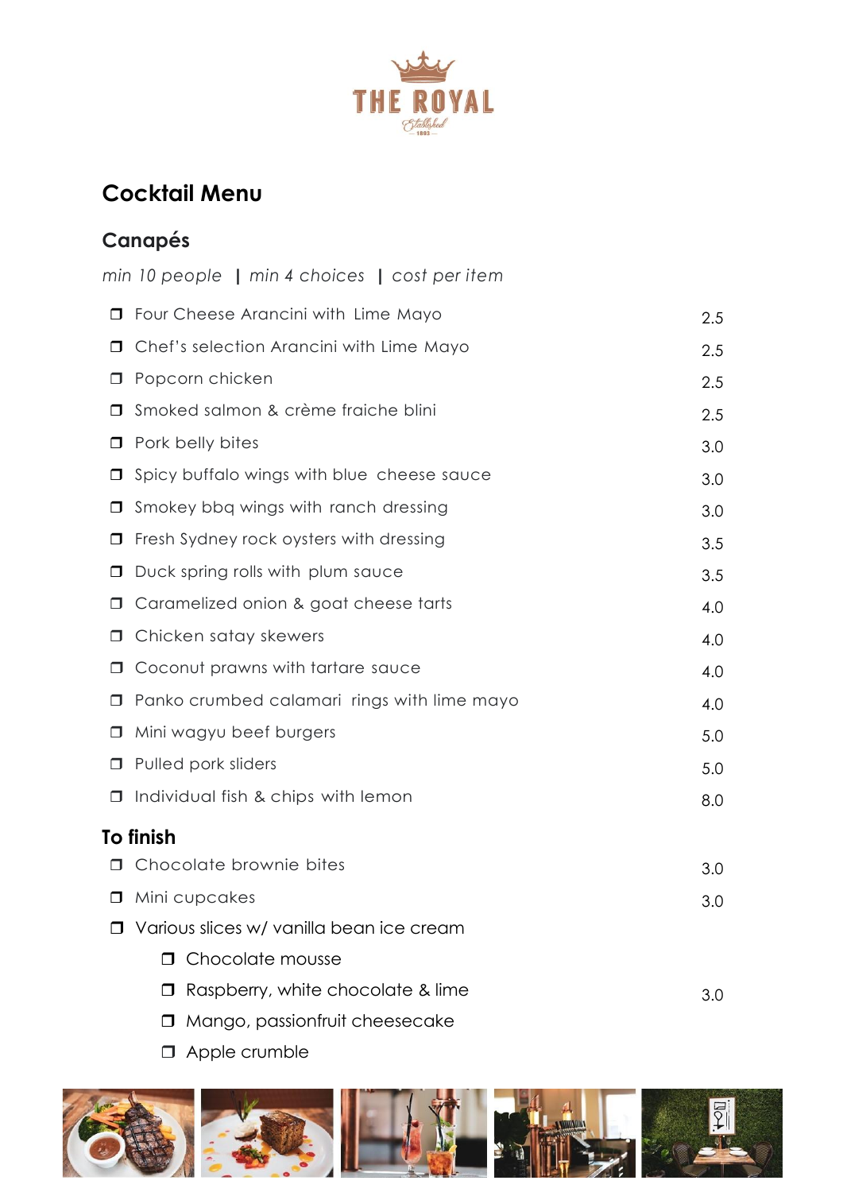THE ROYAL

Established 1893

# Cocktail Menu

## Canapés

*min 10 people | min 4 choices | cost per item*

| Item | Price |
|---|---|
| ❐ Four Cheese Arancini with Lime Mayo | 2.5 |
| ❐ Chef's selection Arancini with Lime Mayo | 2.5 |
| ❐ Popcorn chicken | 2.5 |
| ❐ Smoked salmon & crème fraiche blini | 2.5 |
| ❐ Pork belly bites | 3.0 |
| ❐ Spicy buffalo wings with blue cheese sauce | 3.0 |
| ❐ Smokey bbq wings with ranch dressing | 3.0 |
| ❐ Fresh Sydney rock oysters with dressing | 3.5 |
| ❐ Duck spring rolls with plum sauce | 3.5 |
| ❐ Caramelized onion & goat cheese tarts | 4.0 |
| ❐ Chicken satay skewers | 4.0 |
| ❐ Coconut prawns with tartare sauce | 4.0 |
| ❐ Panko crumbed calamari rings with lime mayo | 4.0 |
| ❐ Mini wagyu beef burgers | 5.0 |
| ❐ Pulled pork sliders | 5.0 |
| ❐ Individual fish & chips with lemon | 8.0 |

## To finish

| Item | Price |
|---|---|
| ❐ Chocolate brownie bites | 3.0 |
| ❐ Mini cupcakes | 3.0 |
| ❐ Various slices w/ vanilla bean ice cream | |
| &nbsp;&nbsp;&nbsp;&nbsp;❐ Chocolate mousse | |
| &nbsp;&nbsp;&nbsp;&nbsp;❐ Raspberry, white chocolate & lime | 3.0 |
| &nbsp;&nbsp;&nbsp;&nbsp;❐ Mango, passionfruit cheesecake | |
| &nbsp;&nbsp;&nbsp;&nbsp;❐ Apple crumble | |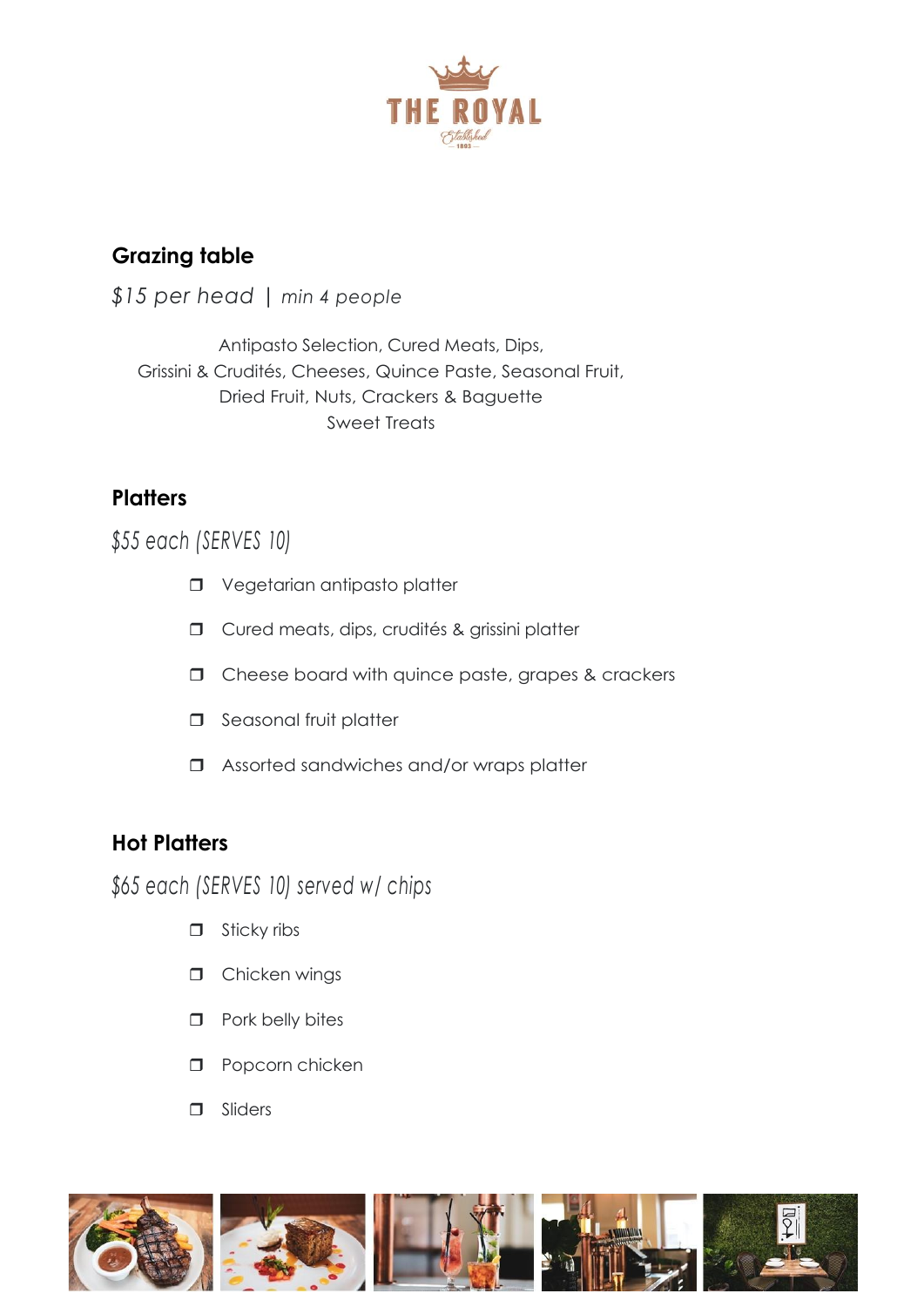THE ROYAL

Established 1893

## Grazing table

*$15 per head | min 4 people*

Antipasto Selection, Cured Meats, Dips,
Grissini & Crudités, Cheeses, Quince Paste, Seasonal Fruit,
Dried Fruit, Nuts, Crackers & Baguette
Sweet Treats

## Platters

*$55 each (SERVES 10)*

- ❒ Vegetarian antipasto platter
- ❒ Cured meats, dips, crudités & grissini platter
- ❒ Cheese board with quince paste, grapes & crackers
- ❒ Seasonal fruit platter
- ❒ Assorted sandwiches and/or wraps platter

## Hot Platters

*$65 each (SERVES 10) served w/ chips*

- ❒ Sticky ribs
- ❒ Chicken wings
- ❒ Pork belly bites
- ❒ Popcorn chicken
- ❒ Sliders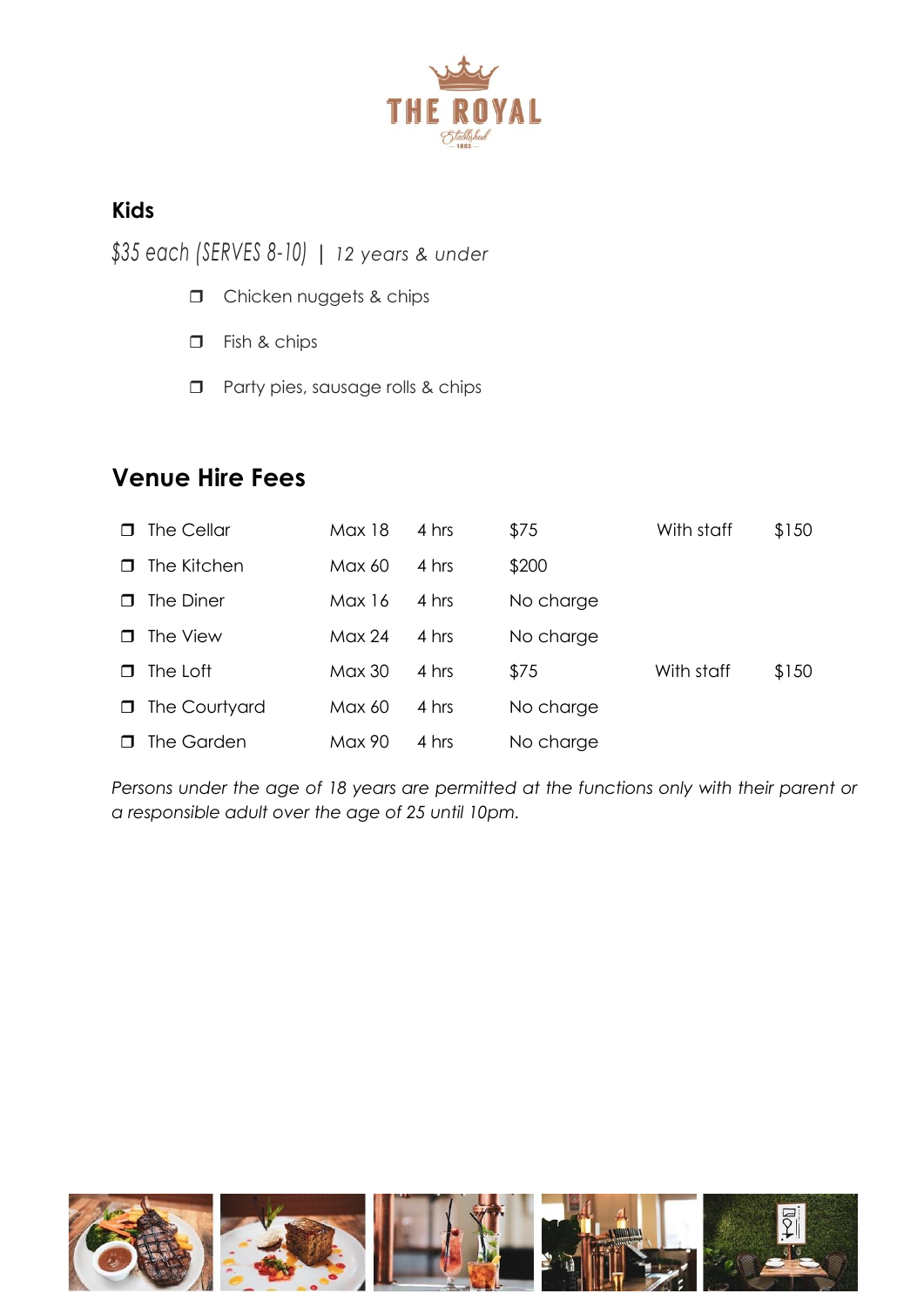## Kids

*$35 each (SERVES 8-10)* | *12 years & under*

- ❒ Chicken nuggets & chips
- ❒ Fish & chips
- ❒ Party pies, sausage rolls & chips

## Venue Hire Fees

| Venue | Capacity | Duration | Fee | | |
|---|---|---|---|---|---|
| ❒ The Cellar | Max 18 | 4 hrs | $75 | With staff | $150 |
| ❒ The Kitchen | Max 60 | 4 hrs | $200 | | |
| ❒ The Diner | Max 16 | 4 hrs | No charge | | |
| ❒ The View | Max 24 | 4 hrs | No charge | | |
| ❒ The Loft | Max 30 | 4 hrs | $75 | With staff | $150 |
| ❒ The Courtyard | Max 60 | 4 hrs | No charge | | |
| ❒ The Garden | Max 90 | 4 hrs | No charge | | |

*Persons under the age of 18 years are permitted at the functions only with their parent or a responsible adult over the age of 25 until 10pm.*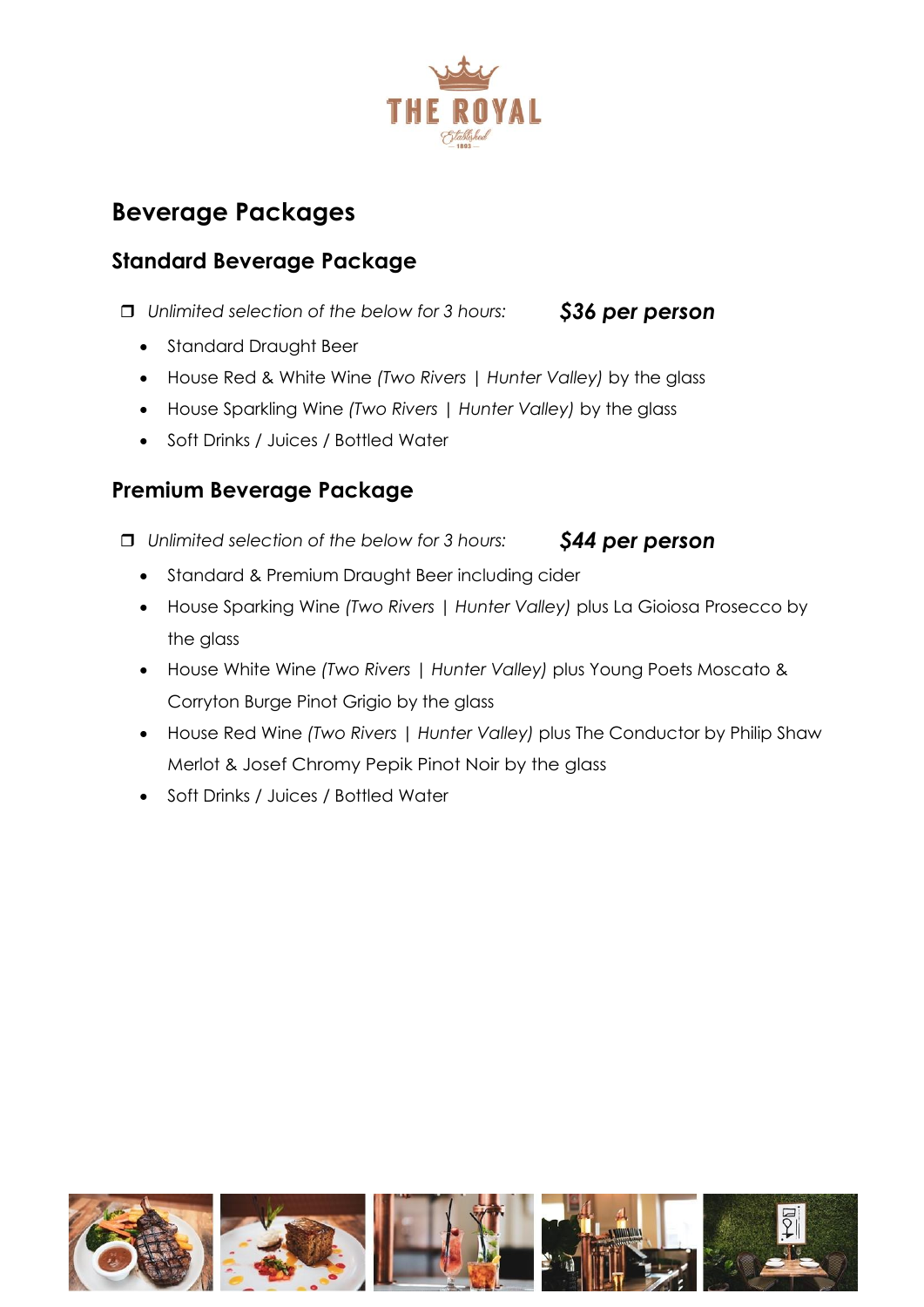THE ROYAL

# Beverage Packages

## Standard Beverage Package

❐ *Unlimited selection of the below for 3 hours:* ***$36 per person***

- Standard Draught Beer
- House Red & White Wine *(Two Rivers | Hunter Valley)* by the glass
- House Sparkling Wine *(Two Rivers | Hunter Valley)* by the glass
- Soft Drinks / Juices / Bottled Water

## Premium Beverage Package

❐ *Unlimited selection of the below for 3 hours:* ***$44 per person***

- Standard & Premium Draught Beer including cider
- House Sparking Wine *(Two Rivers | Hunter Valley)* plus La Gioiosa Prosecco by the glass
- House White Wine *(Two Rivers | Hunter Valley)* plus Young Poets Moscato & Corryton Burge Pinot Grigio by the glass
- House Red Wine *(Two Rivers | Hunter Valley)* plus The Conductor by Philip Shaw Merlot & Josef Chromy Pepik Pinot Noir by the glass
- Soft Drinks / Juices / Bottled Water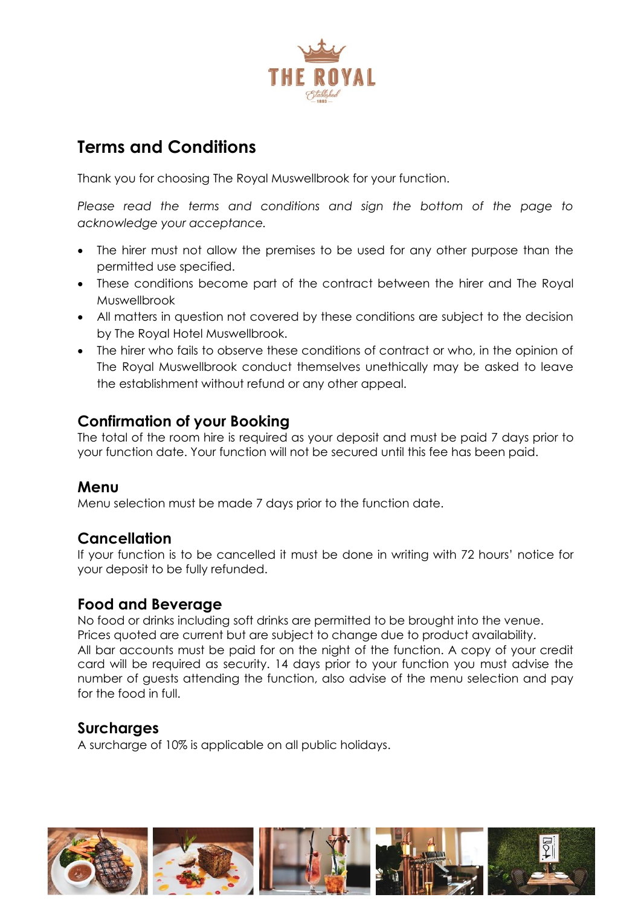# Terms and Conditions

Thank you for choosing The Royal Muswellbrook for your function.

*Please read the terms and conditions and sign the bottom of the page to acknowledge your acceptance.*

- The hirer must not allow the premises to be used for any other purpose than the permitted use specified.
- These conditions become part of the contract between the hirer and The Royal Muswellbrook
- All matters in question not covered by these conditions are subject to the decision by The Royal Hotel Muswellbrook.
- The hirer who fails to observe these conditions of contract or who, in the opinion of The Royal Muswellbrook conduct themselves unethically may be asked to leave the establishment without refund or any other appeal.

## Confirmation of your Booking

The total of the room hire is required as your deposit and must be paid 7 days prior to your function date. Your function will not be secured until this fee has been paid.

## Menu

Menu selection must be made 7 days prior to the function date.

## Cancellation

If your function is to be cancelled it must be done in writing with 72 hours' notice for your deposit to be fully refunded.

## Food and Beverage

No food or drinks including soft drinks are permitted to be brought into the venue.
Prices quoted are current but are subject to change due to product availability.
All bar accounts must be paid for on the night of the function. A copy of your credit card will be required as security. 14 days prior to your function you must advise the number of guests attending the function, also advise of the menu selection and pay for the food in full.

## Surcharges

A surcharge of 10% is applicable on all public holidays.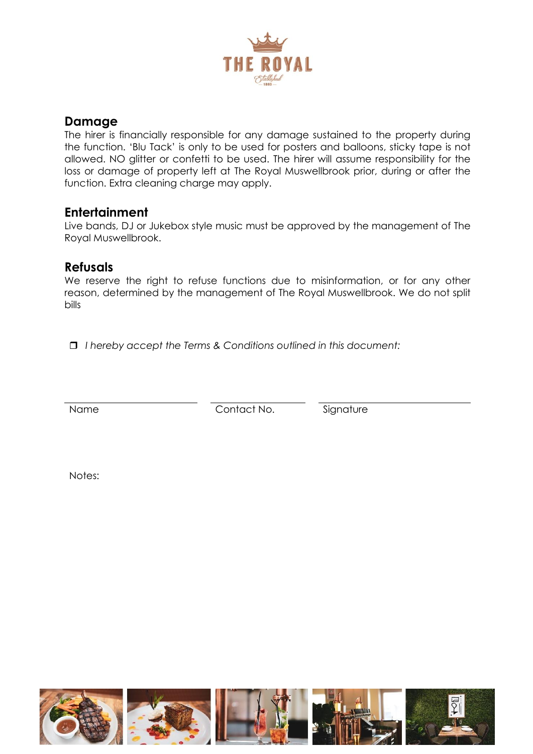## Damage

The hirer is financially responsible for any damage sustained to the property during the function. 'Blu Tack' is only to be used for posters and balloons, sticky tape is not allowed. NO glitter or confetti to be used. The hirer will assume responsibility for the loss or damage of property left at The Royal Muswellbrook prior, during or after the function. Extra cleaning charge may apply.

## Entertainment

Live bands, DJ or Jukebox style music must be approved by the management of The Royal Muswellbrook.

## Refusals

We reserve the right to refuse functions due to misinformation, or for any other reason, determined by the management of The Royal Muswellbrook. We do not split bills

❐ *I hereby accept the Terms & Conditions outlined in this document:*

| Name | Contact No. | Signature |
|---|---|---|

Notes: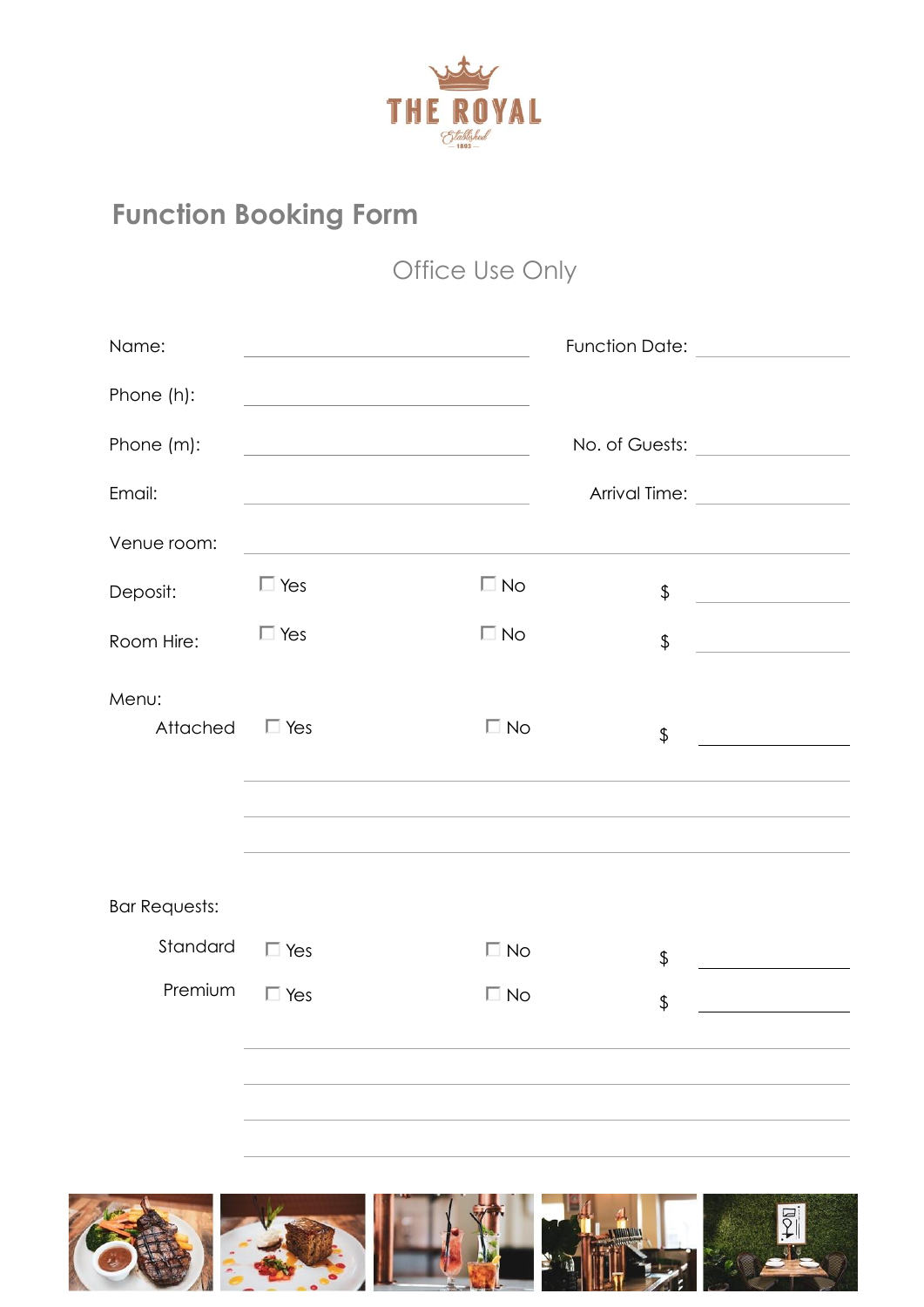THE ROYAL

Established 1893

## Function Booking Form

Office Use Only

Name: ______________________ Function Date: ____________

Phone (h): ______________________

Phone (m): ______________________ No. of Guests: ____________

Email: ______________________ Arrival Time: ____________

Venue room: ______________________

Deposit: ☐ Yes ☐ No $ ____________

Room Hire: ☐ Yes ☐ No $ ____________

Menu:

Attached ☐ Yes ☐ No $ ____________

______________________

______________________

______________________

Bar Requests:

Standard ☐ Yes ☐ No $ ____________

Premium ☐ Yes ☐ No $ ____________

______________________

______________________

______________________

______________________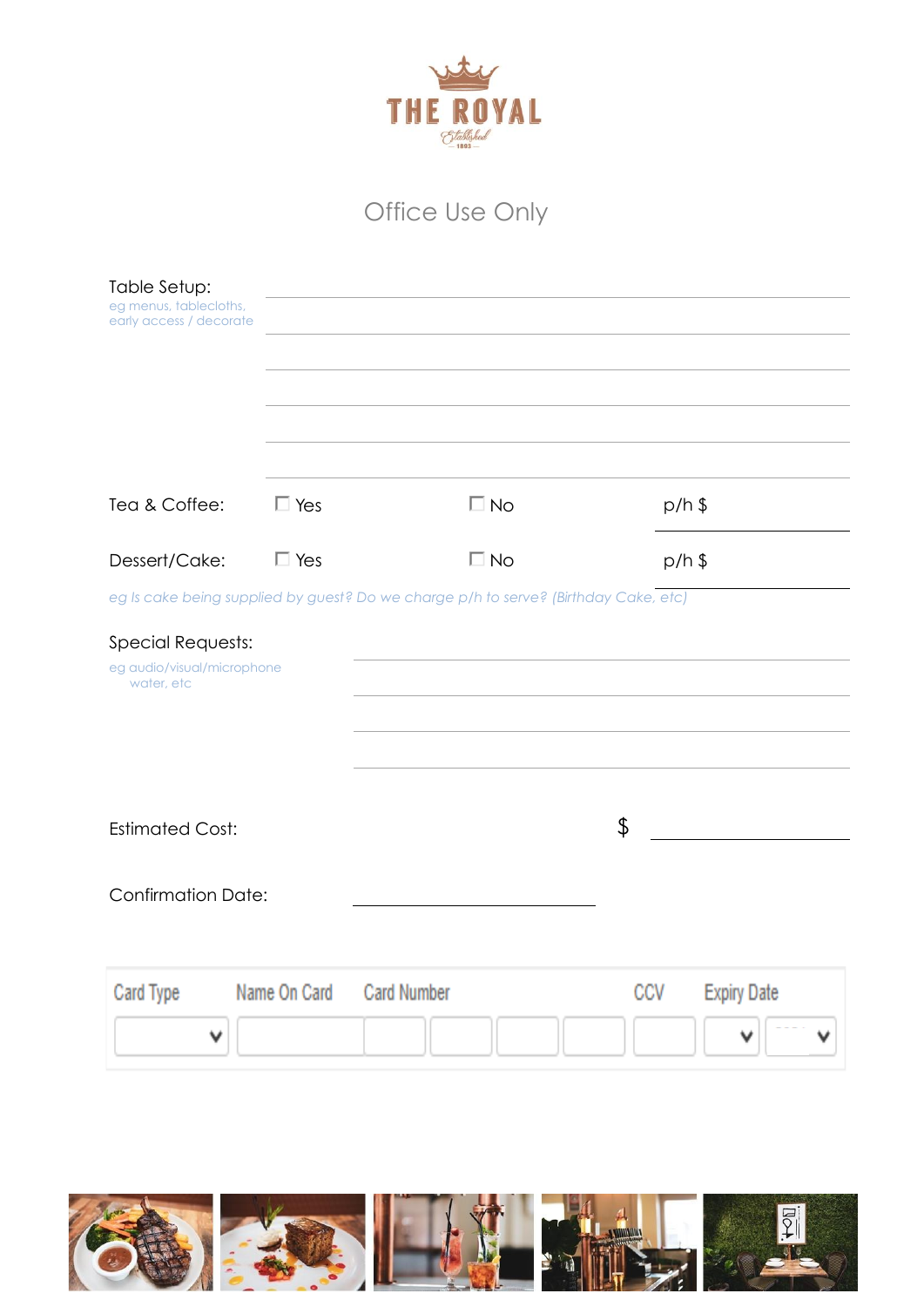THE ROYAL

Established

1893

## Office Use Only

Table Setup: ______________________________

eg menus, tablecloths, early access / decorate

______________________________

______________________________

______________________________

______________________________

______________________________

Tea & Coffee: ☐ Yes ☐ No p/h $ __________

Dessert/Cake: ☐ Yes ☐ No p/h $ __________

*eg Is cake being supplied by guest? Do we charge p/h to serve? (Birthday Cake, etc)*

Special Requests: ______________________________

eg audio/visual/microphone water, etc

______________________________

______________________________

______________________________

Estimated Cost: $ __________

Confirmation Date: __________

| Card Type | Name On Card | Card Number | | | | CCV | Expiry Date | |
|---|---|---|---|---|---|---|---|---|
| | | | | | | | | |